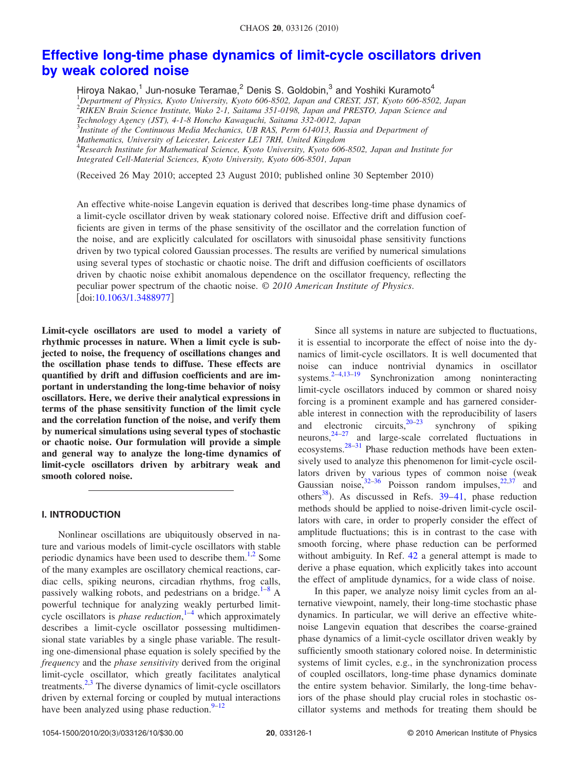# Effective long-time phase dynamics of limit-cycle oscillators driven by weak colored noise

Hiroya Nakao,[1] Jun-nosuke Teramae,[2] Denis S. Goldobin,[3] and Yoshiki Kuramoto[4]

[1]*Department of Physics, Kyoto University, Kyoto 606-8502, Japan and CREST, JST, Kyoto 606-8502, Japan*
[2]*RIKEN Brain Science Institute, Wako 2-1, Saitama 351-0198, Japan and PRESTO, Japan Science and Technology Agency (JST), 4-1-8 Honcho Kawaguchi, Saitama 332-0012, Japan*
[3]*Institute of the Continuous Media Mechanics, UB RAS, Perm 614013, Russia and Department of Mathematics, University of Leicester, Leicester LE1 7RH, United Kingdom*
[4]*Research Institute for Mathematical Science, Kyoto University, Kyoto 606-8502, Japan and Institute for Integrated Cell-Material Sciences, Kyoto University, Kyoto 606-8501, Japan*

(Received 26 May 2010; accepted 23 August 2010; published online 30 September 2010)

An effective white-noise Langevin equation is derived that describes long-time phase dynamics of a limit-cycle oscillator driven by weak stationary colored noise. Effective drift and diffusion coefficients are given in terms of the phase sensitivity of the oscillator and the correlation function of the noise, and are explicitly calculated for oscillators with sinusoidal phase sensitivity functions driven by two typical colored Gaussian processes. The results are verified by numerical simulations using several types of stochastic or chaotic noise. The drift and diffusion coefficients of oscillators driven by chaotic noise exhibit anomalous dependence on the oscillator frequency, reflecting the peculiar power spectrum of the chaotic noise. *© 2010 American Institute of Physics.* [doi:10.1063/1.3488977]

**Limit-cycle oscillators are used to model a variety of rhythmic processes in nature. When a limit cycle is subjected to noise, the frequency of oscillations changes and the oscillation phase tends to diffuse. These effects are quantified by drift and diffusion coefficients and are important in understanding the long-time behavior of noisy oscillators. Here, we derive their analytical expressions in terms of the phase sensitivity function of the limit cycle and the correlation function of the noise, and verify them by numerical simulations using several types of stochastic or chaotic noise. Our formulation will provide a simple and general way to analyze the long-time dynamics of limit-cycle oscillators driven by arbitrary weak and smooth colored noise.**

## I. INTRODUCTION

Nonlinear oscillations are ubiquitously observed in nature and various models of limit-cycle oscillators with stable periodic dynamics have been used to describe them.[1,2] Some of the many examples are oscillatory chemical reactions, cardiac cells, spiking neurons, circadian rhythms, frog calls, passively walking robots, and pedestrians on a bridge.[1–8] A powerful technique for analyzing weakly perturbed limit-cycle oscillators is *phase reduction*,[1–4] which approximately describes a limit-cycle oscillator possessing multidimensional state variables by a single phase variable. The resulting one-dimensional phase equation is solely specified by the *frequency* and the *phase sensitivity* derived from the original limit-cycle oscillator, which greatly facilitates analytical treatments.[2,3] The diverse dynamics of limit-cycle oscillators driven by external forcing or coupled by mutual interactions have been analyzed using phase reduction.[9–12]

Since all systems in nature are subjected to fluctuations, it is essential to incorporate the effect of noise into the dynamics of limit-cycle oscillators. It is well documented that noise can induce nontrivial dynamics in oscillator systems.[2–4,13–19] Synchronization among noninteracting limit-cycle oscillators induced by common or shared noisy forcing is a prominent example and has garnered considerable interest in connection with the reproducibility of lasers and electronic circuits,[20–23] synchrony of spiking neurons,[24–27] and large-scale correlated fluctuations in ecosystems.[28–31] Phase reduction methods have been extensively used to analyze this phenomenon for limit-cycle oscillators driven by various types of common noise (weak Gaussian noise,[32–36] Poisson random impulses,[22,37] and others[38]). As discussed in Refs. 39–41, phase reduction methods should be applied to noise-driven limit-cycle oscillators with care, in order to properly consider the effect of amplitude fluctuations; this is in contrast to the case with smooth forcing, where phase reduction can be performed without ambiguity. In Ref. 42 a general attempt is made to derive a phase equation, which explicitly takes into account the effect of amplitude dynamics, for a wide class of noise.

In this paper, we analyze noisy limit cycles from an alternative viewpoint, namely, their long-time stochastic phase dynamics. In particular, we will derive an effective white-noise Langevin equation that describes the coarse-grained phase dynamics of a limit-cycle oscillator driven weakly by sufficiently smooth stationary colored noise. In deterministic systems of limit cycles, e.g., in the synchronization process of coupled oscillators, long-time phase dynamics dominate the entire system behavior. Similarly, the long-time behaviors of the phase should play crucial roles in stochastic oscillator systems and methods for treating them should be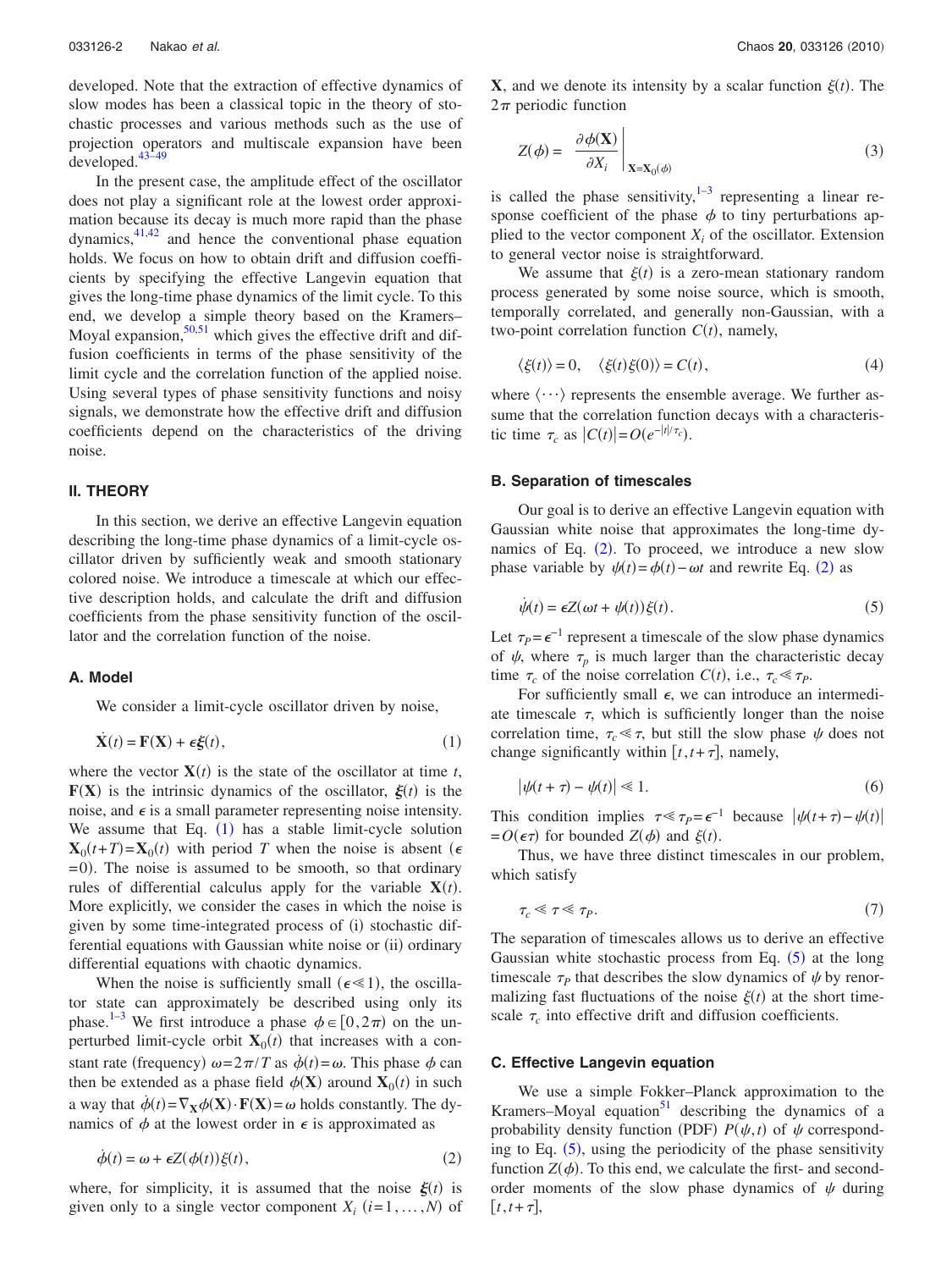developed. Note that the extraction of effective dynamics of slow modes has been a classical topic in the theory of stochastic processes and various methods such as the use of projection operators and multiscale expansion have been developed.[43–49]

In the present case, the amplitude effect of the oscillator does not play a significant role at the lowest order approximation because its decay is much more rapid than the phase dynamics,[41,42] and hence the conventional phase equation holds. We focus on how to obtain drift and diffusion coefficients by specifying the effective Langevin equation that gives the long-time phase dynamics of the limit cycle. To this end, we develop a simple theory based on the Kramers–Moyal expansion,[50,51] which gives the effective drift and diffusion coefficients in terms of the phase sensitivity of the limit cycle and the correlation function of the applied noise. Using several types of phase sensitivity functions and noisy signals, we demonstrate how the effective drift and diffusion coefficients depend on the characteristics of the driving noise.

## II. THEORY

In this section, we derive an effective Langevin equation describing the long-time phase dynamics of a limit-cycle oscillator driven by sufficiently weak and smooth stationary colored noise. We introduce a timescale at which our effective description holds, and calculate the drift and diffusion coefficients from the phase sensitivity function of the oscillator and the correlation function of the noise.

### A. Model

We consider a limit-cycle oscillator driven by noise,

$$\dot{\mathbf{X}}(t) = \mathbf{F}(\mathbf{X}) + \epsilon \boldsymbol{\xi}(t), \tag{1}$$

where the vector $\mathbf{X}(t)$ is the state of the oscillator at time $t$, $\mathbf{F}(\mathbf{X})$ is the intrinsic dynamics of the oscillator, $\boldsymbol{\xi}(t)$ is the noise, and $\epsilon$ is a small parameter representing noise intensity. We assume that Eq. (1) has a stable limit-cycle solution $\mathbf{X}_0(t+T) = \mathbf{X}_0(t)$ with period $T$ when the noise is absent ($\epsilon = 0$). The noise is assumed to be smooth, so that ordinary rules of differential calculus apply for the variable $\mathbf{X}(t)$. More explicitly, we consider the cases in which the noise is given by some time-integrated process of (i) stochastic differential equations with Gaussian white noise or (ii) ordinary differential equations with chaotic dynamics.

When the noise is sufficiently small ($\epsilon \ll 1$), the oscillator state can approximately be described using only its phase.[1–3] We first introduce a phase $\phi \in [0, 2\pi)$ on the unperturbed limit-cycle orbit $\mathbf{X}_0(t)$ that increases with a constant rate (frequency) $\omega = 2\pi/T$ as $\dot{\phi}(t) = \omega$. This phase $\phi$ can then be extended as a phase field $\phi(\mathbf{X})$ around $\mathbf{X}_0(t)$ in such a way that $\dot{\phi}(t) = \nabla_{\mathbf{X}} \phi(\mathbf{X}) \cdot \mathbf{F}(\mathbf{X}) = \omega$ holds constantly. The dynamics of $\phi$ at the lowest order in $\epsilon$ is approximated as

$$\dot{\phi}(t) = \omega + \epsilon Z(\phi(t)) \xi(t), \tag{2}$$

where, for simplicity, it is assumed that the noise $\boldsymbol{\xi}(t)$ is given only to a single vector component $X_i$ ($i = 1, \ldots, N$) of $\mathbf{X}$, and we denote its intensity by a scalar function $\xi(t)$. The $2\pi$ periodic function

$$Z(\phi) = \left. \frac{\partial \phi(\mathbf{X})}{\partial X_i} \right|_{\mathbf{X} = \mathbf{X}_0(\phi)} \tag{3}$$

is called the phase sensitivity,[1–3] representing a linear response coefficient of the phase $\phi$ to tiny perturbations applied to the vector component $X_i$ of the oscillator. Extension to general vector noise is straightforward.

We assume that $\xi(t)$ is a zero-mean stationary random process generated by some noise source, which is smooth, temporally correlated, and generally non-Gaussian, with a two-point correlation function $C(t)$, namely,

$$\langle \xi(t) \rangle = 0, \quad \langle \xi(t) \xi(0) \rangle = C(t), \tag{4}$$

where $\langle \cdots \rangle$ represents the ensemble average. We further assume that the correlation function decays with a characteristic time $\tau_c$ as $|C(t)| = O(e^{-|t|/\tau_c})$.

### B. Separation of timescales

Our goal is to derive an effective Langevin equation with Gaussian white noise that approximates the long-time dynamics of Eq. (2). To proceed, we introduce a new slow phase variable by $\psi(t) = \phi(t) - \omega t$ and rewrite Eq. (2) as

$$\dot{\psi}(t) = \epsilon Z(\omega t + \psi(t)) \xi(t). \tag{5}$$

Let $\tau_P = \epsilon^{-1}$ represent a timescale of the slow phase dynamics of $\psi$, where $\tau_p$ is much larger than the characteristic decay time $\tau_c$ of the noise correlation $C(t)$, i.e., $\tau_c \ll \tau_P$.

For sufficiently small $\epsilon$, we can introduce an intermediate timescale $\tau$, which is sufficiently longer than the noise correlation time, $\tau_c \ll \tau$, but still the slow phase $\psi$ does not change significantly within $[t, t+\tau]$, namely,

$$|\psi(t+\tau) - \psi(t)| \ll 1. \tag{6}$$

This condition implies $\tau \ll \tau_P = \epsilon^{-1}$ because $|\psi(t+\tau) - \psi(t)| = O(\epsilon \tau)$ for bounded $Z(\phi)$ and $\xi(t)$.

Thus, we have three distinct timescales in our problem, which satisfy

$$\tau_c \ll \tau \ll \tau_P. \tag{7}$$

The separation of timescales allows us to derive an effective Gaussian white stochastic process from Eq. (5) at the long timescale $\tau_P$ that describes the slow dynamics of $\psi$ by renormalizing fast fluctuations of the noise $\xi(t)$ at the short timescale $\tau_c$ into effective drift and diffusion coefficients.

### C. Effective Langevin equation

We use a simple Fokker–Planck approximation to the Kramers–Moyal equation[51] describing the dynamics of a probability density function (PDF) $P(\psi, t)$ of $\psi$ corresponding to Eq. (5), using the periodicity of the phase sensitivity function $Z(\phi)$. To this end, we calculate the first- and second-order moments of the slow phase dynamics of $\psi$ during $[t, t+\tau]$,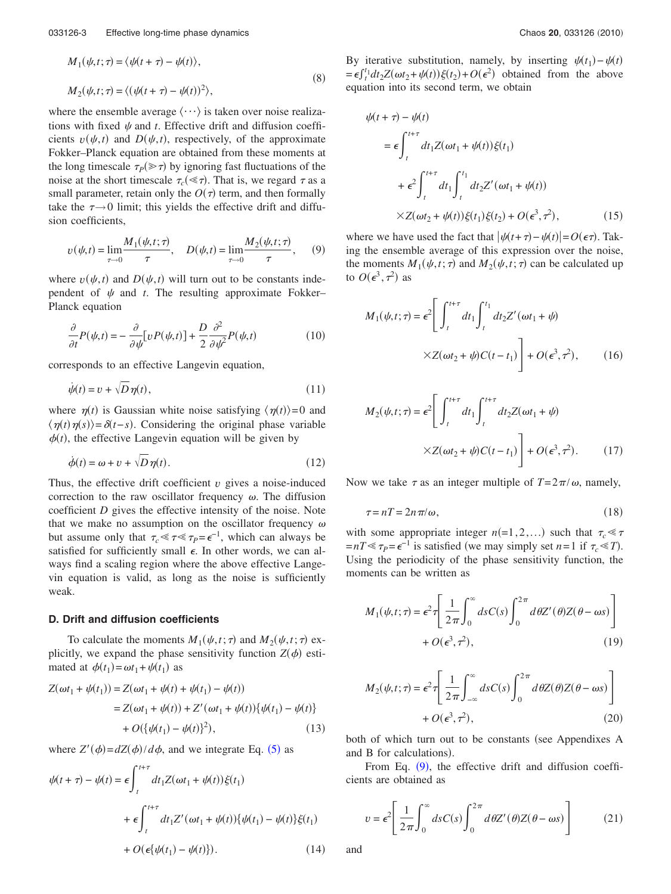$$M_1(\psi,t;\tau) = \langle \psi(t+\tau) - \psi(t) \rangle,$$
$$M_2(\psi,t;\tau) = \langle (\psi(t+\tau) - \psi(t))^2 \rangle, \tag{8}$$

where the ensemble average $\langle \cdots \rangle$ is taken over noise realizations with fixed $\psi$ and $t$. Effective drift and diffusion coefficients $v(\psi,t)$ and $D(\psi,t)$, respectively, of the approximate Fokker–Planck equation are obtained from these moments at the long timescale $\tau_P (\gg \tau)$ by ignoring fast fluctuations of the noise at the short timescale $\tau_c (\ll \tau)$. That is, we regard $\tau$ as a small parameter, retain only the $O(\tau)$ term, and then formally take the $\tau \to 0$ limit; this yields the effective drift and diffusion coefficients,

$$v(\psi,t) = \lim_{\tau\to 0} \frac{M_1(\psi,t;\tau)}{\tau}, \quad D(\psi,t) = \lim_{\tau \to 0} \frac{M_2(\psi,t;\tau)}{\tau}, \tag{9}$$

where $v(\psi,t)$ and $D(\psi,t)$ will turn out to be constants independent of $\psi$ and $t$. The resulting approximate Fokker–Planck equation

$$\frac{\partial}{\partial t} P(\psi,t) = -\frac{\partial}{\partial \psi}[vP(\psi,t)] + \frac{D}{2}\frac{\partial^2}{\partial \psi^2} P(\psi,t) \tag{10}$$

corresponds to an effective Langevin equation,

$$\dot{\psi}(t) = v + \sqrt{D}\eta(t), \tag{11}$$

where $\eta(t)$ is Gaussian white noise satisfying $\langle \eta(t) \rangle = 0$ and $\langle \eta(t)\eta(s) \rangle = \delta(t-s)$. Considering the original phase variable $\phi(t)$, the effective Langevin equation will be given by

$$\dot{\phi}(t) = \omega + v + \sqrt{D}\eta(t). \tag{12}$$

Thus, the effective drift coefficient $v$ gives a noise-induced correction to the raw oscillator frequency $\omega$. The diffusion coefficient $D$ gives the effective intensity of the noise. Note that we make no assumption on the oscillator frequency $\omega$ but assume only that $\tau_c \ll \tau \ll \tau_P = \epsilon^{-1}$, which can always be satisfied for sufficiently small $\epsilon$. In other words, we can always find a scaling region where the above effective Langevin equation is valid, as long as the noise is sufficiently weak.

### D. Drift and diffusion coefficients

To calculate the moments $M_1(\psi,t;\tau)$ and $M_2(\psi,t;\tau)$ explicitly, we expand the phase sensitivity function $Z(\phi)$ estimated at $\phi(t_1) = \omega t_1 + \psi(t_1)$ as

$$\begin{aligned} Z(\omega t_1 + \psi(t_1)) &= Z(\omega t_1 + \psi(t) + \psi(t_1) - \psi(t)) \\ &= Z(\omega t_1 + \psi(t)) + Z'(\omega t_1 + \psi(t))\{\psi(t_1) - \psi(t)\} \\ &\quad + O(\{\psi(t_1) - \psi(t)\}^2), \end{aligned} \tag{13}$$

where $Z'(\phi) = dZ(\phi)/d\phi$, and we integrate Eq. (5) as

$$\begin{aligned} \psi(t+\tau) - \psi(t) &= \epsilon \int_t^{t+\tau} dt_1 Z(\omega t_1 + \psi(t))\xi(t_1) \\ &\quad + \epsilon \int_t^{t+\tau} dt_1 Z'(\omega t_1 + \psi(t))\{\psi(t_1) - \psi(t)\}\xi(t_1) \\ &\quad + O(\epsilon\{\psi(t_1) - \psi(t)\}). \end{aligned} \tag{14}$$

By iterative substitution, namely, by inserting $\psi(t_1) - \psi(t) = \epsilon \int_t^{t_1} dt_2 Z(\omega t_2 + \psi(t))\xi(t_2) + O(\epsilon^2)$ obtained from the above equation into its second term, we obtain

$$\begin{aligned} &\psi(t+\tau) - \psi(t) \\ &= \epsilon \int_t^{t+\tau} dt_1 Z(\omega t_1 + \psi(t))\xi(t_1) \\ &\quad + \epsilon^2 \int_t^{t+\tau} dt_1 \int_t^{t_1} dt_2 Z'(\omega t_1 + \psi(t)) \\ &\quad \times Z(\omega t_2 + \psi(t))\xi(t_1)\xi(t_2) + O(\epsilon^3, \tau^2), \end{aligned} \tag{15}$$

where we have used the fact that $|\psi(t+\tau) - \psi(t)| = O(\epsilon\tau)$. Taking the ensemble average of this expression over the noise, the moments $M_1(\psi,t;\tau)$ and $M_2(\psi,t;\tau)$ can be calculated up to $O(\epsilon^3, \tau^2)$ as

$$\begin{aligned} M_1(\psi,t;\tau) &= \epsilon^2 \left[ \int_t^{t+\tau} dt_1 \int_t^{t_1} dt_2 Z'(\omega t_1 + \psi) \right. \\ &\quad \left. \times Z(\omega t_2 + \psi) C(t - t_1) \right] + O(\epsilon^3, \tau^2), \end{aligned} \tag{16}$$

$$\begin{aligned} M_2(\psi,t;\tau) &= \epsilon^2 \left[ \int_t^{t+\tau} dt_1 \int_t^{t+\tau} dt_2 Z(\omega t_1 + \psi) \right. \\ &\quad \left. \times Z(\omega t_2 + \psi) C(t - t_1) \right] + O(\epsilon^3, \tau^2). \end{aligned} \tag{17}$$

Now we take $\tau$ as an integer multiple of $T = 2\pi/\omega$, namely,

$$\tau = nT = 2n\pi/\omega, \tag{18}$$

with some appropriate integer $n (=1,2,\ldots)$ such that $\tau_c \ll \tau = nT \ll \tau_P = \epsilon^{-1}$ is satisfied (we may simply set $n=1$ if $\tau_c \ll T$). Using the periodicity of the phase sensitivity function, the moments can be written as

$$M_1(\psi,t;\tau) = \epsilon^2 \tau \left[ \frac{1}{2\pi} \int_0^\infty ds C(s) \int_0^{2\pi} d\theta Z'(\theta) Z(\theta - \omega s) \right] + O(\epsilon^3, \tau^2), \tag{19}$$

$$M_2(\psi,t;\tau) = \epsilon^2 \tau \left[ \frac{1}{2\pi} \int_{-\infty}^\infty ds C(s) \int_0^{2\pi} d\theta Z(\theta) Z(\theta - \omega s) \right] + O(\epsilon^3, \tau^2), \tag{20}$$

both of which turn out to be constants (see Appendixes A and B for calculations).

From Eq. (9), the effective drift and diffusion coefficients are obtained as

$$v = \epsilon^2 \left[ \frac{1}{2\pi} \int_0^\infty ds C(s) \int_0^{2\pi} d\theta Z'(\theta) Z(\theta - \omega s) \right] \tag{21}$$

and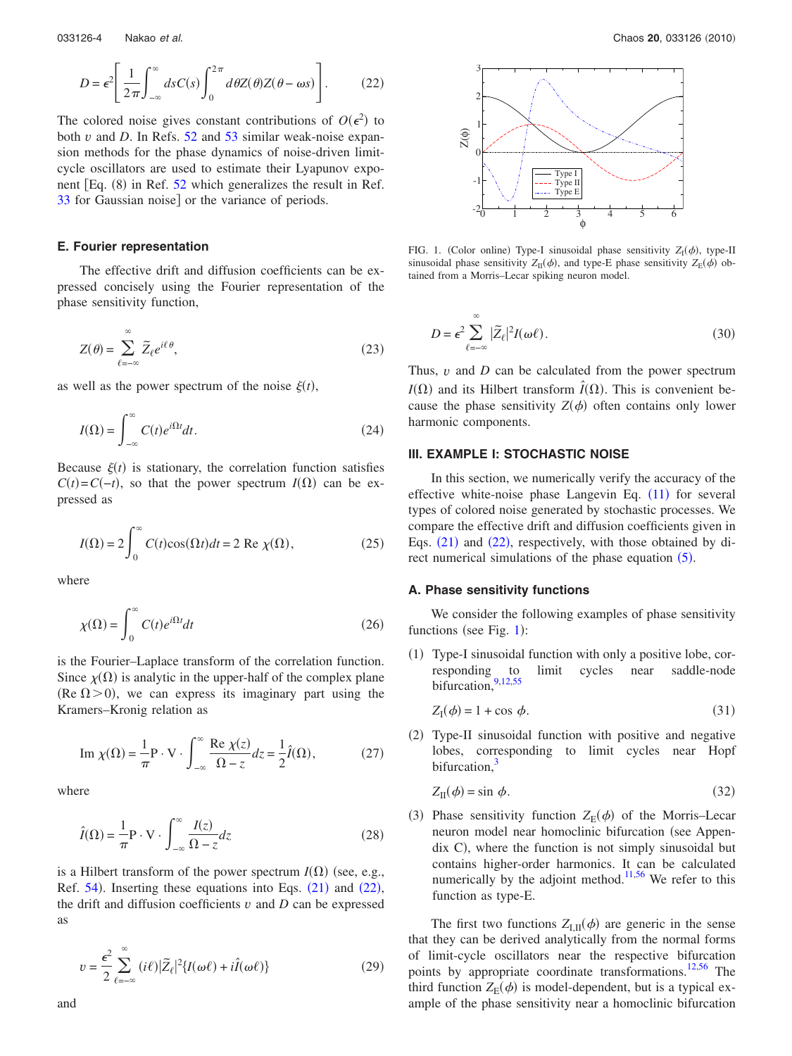$$D = \epsilon^2 \left[ \frac{1}{2\pi} \int_{-\infty}^{\infty} ds C(s) \int_0^{2\pi} d\theta Z(\theta) Z(\theta - \omega s) \right]. \tag{22}$$

The colored noise gives constant contributions of $O(\epsilon^2)$ to both $v$ and $D$. In Refs. 52 and 53 similar weak-noise expansion methods for the phase dynamics of noise-driven limit-cycle oscillators are used to estimate their Lyapunov exponent [Eq. (8) in Ref. 52 which generalizes the result in Ref. 33 for Gaussian noise] or the variance of periods.

### E. Fourier representation

The effective drift and diffusion coefficients can be expressed concisely using the Fourier representation of the phase sensitivity function,

$$Z(\theta) = \sum_{\ell=-\infty}^{\infty} \tilde{Z}_\ell e^{i\ell\theta}, \tag{23}$$

as well as the power spectrum of the noise $\xi(t)$,

$$I(\Omega) = \int_{-\infty}^{\infty} C(t) e^{i\Omega t} dt. \tag{24}$$

Because $\xi(t)$ is stationary, the correlation function satisfies $C(t)=C(-t)$, so that the power spectrum $I(\Omega)$ can be expressed as

$$I(\Omega) = 2\int_0^{\infty} C(t)\cos(\Omega t) dt = 2 \,\mathrm{Re}\, \chi(\Omega), \tag{25}$$

where

$$\chi(\Omega) = \int_0^{\infty} C(t) e^{i\Omega t} dt \tag{26}$$

is the Fourier–Laplace transform of the correlation function. Since $\chi(\Omega)$ is analytic in the upper-half of the complex plane ($\mathrm{Re}\,\Omega > 0$), we can express its imaginary part using the Kramers–Kronig relation as

$$\mathrm{Im}\, \chi(\Omega) = \frac{1}{\pi} \mathrm{P}\cdot\mathrm{V}\cdot \int_{-\infty}^{\infty} \frac{\mathrm{Re}\,\chi(z)}{\Omega - z} dz = \frac{1}{2}\hat{I}(\Omega), \tag{27}$$

where

$$\hat{I}(\Omega) = \frac{1}{\pi} \mathrm{P}\cdot\mathrm{V}\cdot \int_{-\infty}^{\infty} \frac{I(z)}{\Omega - z} dz \tag{28}$$

is a Hilbert transform of the power spectrum $I(\Omega)$ (see, e.g., Ref. 54). Inserting these equations into Eqs. (21) and (22), the drift and diffusion coefficients $v$ and $D$ can be expressed as

$$v = \frac{\epsilon^2}{2} \sum_{\ell=-\infty}^{\infty} (i\ell) |\tilde{Z}_\ell|^2 \{ I(\omega\ell) + i\hat{I}(\omega\ell) \} \tag{29}$$

and

$$D = \epsilon^2 \sum_{\ell=-\infty}^{\infty} |\tilde{Z}_\ell|^2 I(\omega\ell). \tag{30}$$

Thus, $v$ and $D$ can be calculated from the power spectrum $I(\Omega)$ and its Hilbert transform $\hat{I}(\Omega)$. This is convenient because the phase sensitivity $Z(\phi)$ often contains only lower harmonic components.

FIG. 1. (Color online) Type-I sinusoidal phase sensitivity $Z_{\mathrm{I}}(\phi)$, type-II sinusoidal phase sensitivity $Z_{\mathrm{II}}(\phi)$, and type-E phase sensitivity $Z_{\mathrm{E}}(\phi)$ obtained from a Morris–Lecar spiking neuron model.

## III. EXAMPLE I: STOCHASTIC NOISE

In this section, we numerically verify the accuracy of the effective white-noise phase Langevin Eq. (11) for several types of colored noise generated by stochastic processes. We compare the effective drift and diffusion coefficients given in Eqs. (21) and (22), respectively, with those obtained by direct numerical simulations of the phase equation (5).

### A. Phase sensitivity functions

We consider the following examples of phase sensitivity functions (see Fig. 1):

(1) Type-I sinusoidal function with only a positive lobe, corresponding to limit cycles near saddle-node bifurcation,[9,12,55]

$$Z_{\mathrm{I}}(\phi) = 1 + \cos\phi. \tag{31}$$

(2) Type-II sinusoidal function with positive and negative lobes, corresponding to limit cycles near Hopf bifurcation,[3]

$$Z_{\mathrm{II}}(\phi) = \sin\phi. \tag{32}$$

(3) Phase sensitivity function $Z_{\mathrm{E}}(\phi)$ of the Morris–Lecar neuron model near homoclinic bifurcation (see Appendix C), where the function is not simply sinusoidal but contains higher-order harmonics. It can be calculated numerically by the adjoint method.[11,56] We refer to this function as type-E.

The first two functions $Z_{\mathrm{I,II}}(\phi)$ are generic in the sense that they can be derived analytically from the normal forms of limit-cycle oscillators near the respective bifurcation points by appropriate coordinate transformations.[12,56] The third function $Z_{\mathrm{E}}(\phi)$ is model-dependent, but is a typical example of the phase sensitivity near a homoclinic bifurcation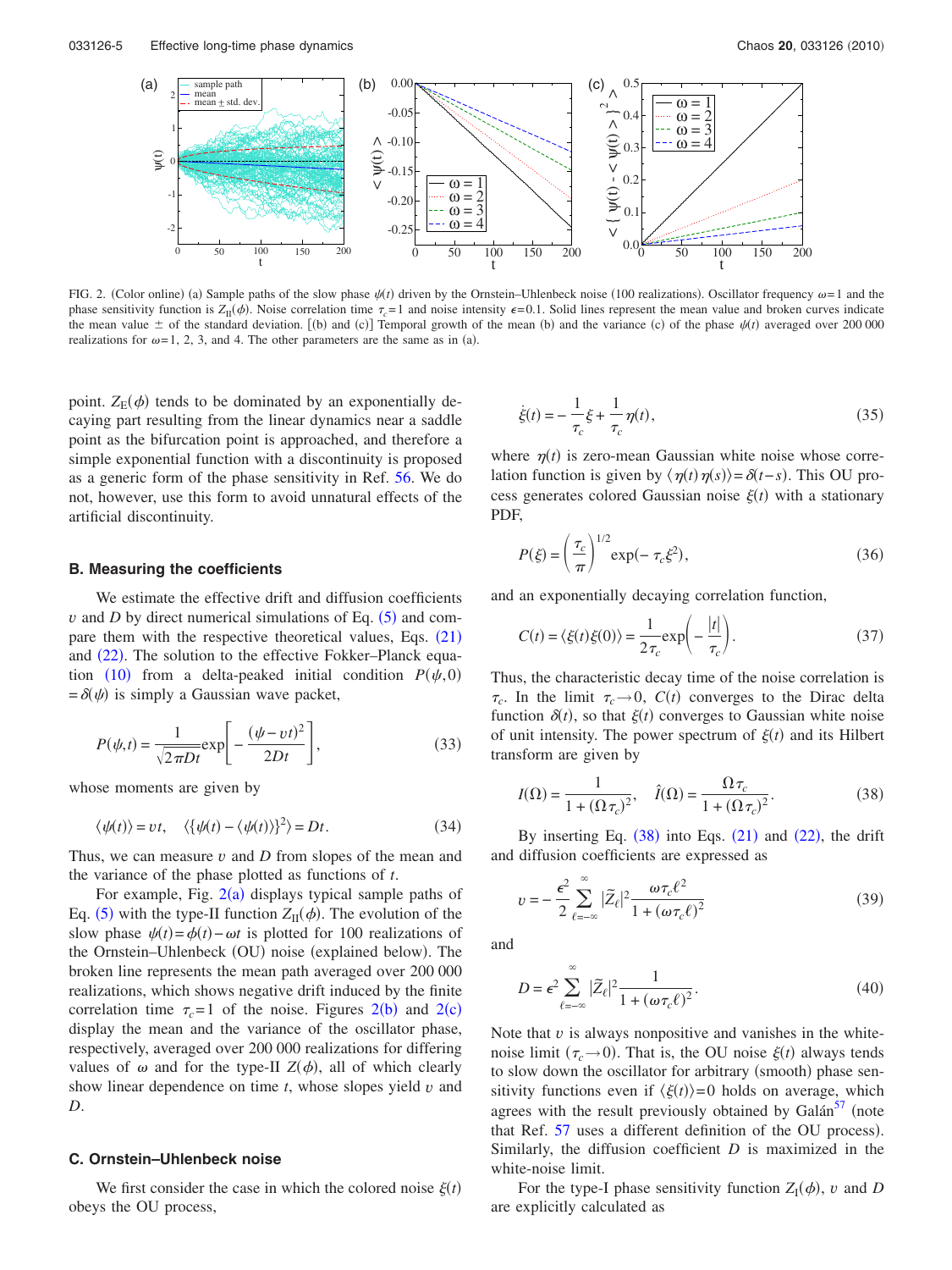FIG. 2. (Color online) (a) Sample paths of the slow phase $\psi(t)$ driven by the Ornstein–Uhlenbeck noise (100 realizations). Oscillator frequency $\omega=1$ and the phase sensitivity function is $Z_{\mathrm{II}}(\phi)$. Noise correlation time $\tau_c=1$ and noise intensity $\epsilon=0.1$. Solid lines represent the mean value and broken curves indicate the mean value ± of the standard deviation. [(b) and (c)] Temporal growth of the mean (b) and the variance (c) of the phase $\psi(t)$ averaged over 200 000 realizations for $\omega=1$, 2, 3, and 4. The other parameters are the same as in (a).

point. $Z_{\mathrm{E}}(\phi)$ tends to be dominated by an exponentially decaying part resulting from the linear dynamics near a saddle point as the bifurcation point is approached, and therefore a simple exponential function with a discontinuity is proposed as a generic form of the phase sensitivity in Ref. 56. We do not, however, use this form to avoid unnatural effects of the artificial discontinuity.

### B. Measuring the coefficients

We estimate the effective drift and diffusion coefficients $v$ and $D$ by direct numerical simulations of Eq. (5) and compare them with the respective theoretical values, Eqs. (21) and (22). The solution to the effective Fokker–Planck equation (10) from a delta-peaked initial condition $P(\psi,0)=\delta(\psi)$ is simply a Gaussian wave packet,

$$P(\psi,t)=\frac{1}{\sqrt{2\pi Dt}}\exp\left[-\frac{(\psi-vt)^2}{2Dt}\right], \tag{33}$$

whose moments are given by

$$\langle\psi(t)\rangle=vt,\quad \langle\{\psi(t)-\langle\psi(t)\rangle\}^2\rangle=Dt. \tag{34}$$

Thus, we can measure $v$ and $D$ from slopes of the mean and the variance of the phase plotted as functions of $t$.

For example, Fig. 2(a) displays typical sample paths of Eq. (5) with the type-II function $Z_{\mathrm{II}}(\phi)$. The evolution of the slow phase $\psi(t)=\phi(t)-\omega t$ is plotted for 100 realizations of the Ornstein–Uhlenbeck (OU) noise (explained below). The broken line represents the mean path averaged over 200 000 realizations, which shows negative drift induced by the finite correlation time $\tau_c=1$ of the noise. Figures 2(b) and 2(c) display the mean and the variance of the oscillator phase, respectively, averaged over 200 000 realizations for differing values of $\omega$ and for the type-II $Z(\phi)$, all of which clearly show linear dependence on time $t$, whose slopes yield $v$ and $D$.

### C. Ornstein–Uhlenbeck noise

We first consider the case in which the colored noise $\xi(t)$ obeys the OU process,

$$\dot{\xi}(t)=-\frac{1}{\tau_c}\xi+\frac{1}{\tau_c}\eta(t), \tag{35}$$

where $\eta(t)$ is zero-mean Gaussian white noise whose correlation function is given by $\langle\eta(t)\eta(s)\rangle=\delta(t-s)$. This OU process generates colored Gaussian noise $\xi(t)$ with a stationary PDF,

$$P(\xi)=\left(\frac{\tau_c}{\pi}\right)^{1/2}\exp(-\tau_c\xi^2), \tag{36}$$

and an exponentially decaying correlation function,

$$C(t)=\langle\xi(t)\xi(0)\rangle=\frac{1}{2\tau_c}\exp\left(-\frac{|t|}{\tau_c}\right). \tag{37}$$

Thus, the characteristic decay time of the noise correlation is $\tau_c$. In the limit $\tau_c\to 0$, $C(t)$ converges to the Dirac delta function $\delta(t)$, so that $\xi(t)$ converges to Gaussian white noise of unit intensity. The power spectrum of $\xi(t)$ and its Hilbert transform are given by

$$I(\Omega)=\frac{1}{1+(\Omega\tau_c)^2},\quad \hat{I}(\Omega)=\frac{\Omega\tau_c}{1+(\Omega\tau_c)^2}. \tag{38}$$

By inserting Eq. (38) into Eqs. (21) and (22), the drift and diffusion coefficients are expressed as

$$v=-\frac{\epsilon^2}{2}\sum_{\ell=-\infty}^{\infty}|\tilde{Z}_\ell|^2\frac{\omega\tau_c\ell^2}{1+(\omega\tau_c\ell)^2} \tag{39}$$

and

$$D=\epsilon^2\sum_{\ell=-\infty}^{\infty}|\tilde{Z}_\ell|^2\frac{1}{1+(\omega\tau_c\ell)^2}. \tag{40}$$

Note that $v$ is always nonpositive and vanishes in the white-noise limit ($\tau_c\to 0$). That is, the OU noise $\xi(t)$ always tends to slow down the oscillator for arbitrary (smooth) phase sensitivity functions even if $\langle\xi(t)\rangle=0$ holds on average, which agrees with the result previously obtained by Galán[57] (note that Ref. 57 uses a different definition of the OU process). Similarly, the diffusion coefficient $D$ is maximized in the white-noise limit.

For the type-I phase sensitivity function $Z_{\mathrm{I}}(\phi)$, $v$ and $D$ are explicitly calculated as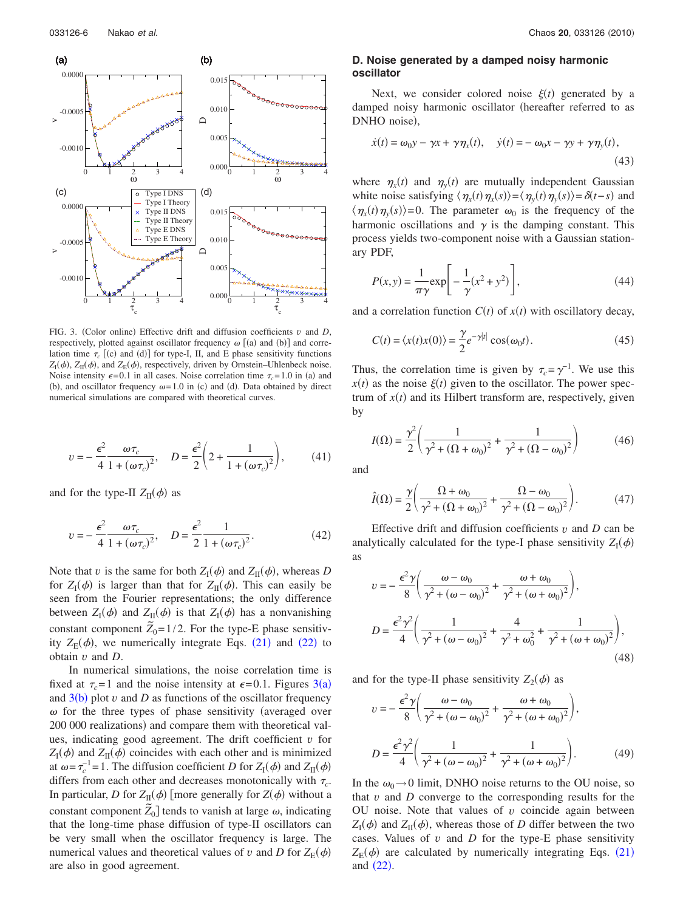FIG. 3. (Color online) Effective drift and diffusion coefficients $v$ and $D$, respectively, plotted against oscillator frequency $\omega$ [(a) and (b)] and correlation time $\tau_c$ [(c) and (d)] for type-I, II, and E phase sensitivity functions $Z_{\mathrm{I}}(\phi)$, $Z_{\mathrm{II}}(\phi)$, and $Z_{\mathrm{E}}(\phi)$, respectively, driven by Ornstein–Uhlenbeck noise. Noise intensity $\epsilon=0.1$ in all cases. Noise correlation time $\tau_c=1.0$ in (a) and (b), and oscillator frequency $\omega=1.0$ in (c) and (d). Data obtained by direct numerical simulations are compared with theoretical curves.

$$v = -\frac{\epsilon^2}{4}\frac{\omega\tau_c}{1+(\omega\tau_c)^2}, \quad D = \frac{\epsilon^2}{2}\left(2 + \frac{1}{1+(\omega\tau_c)^2}\right), \tag{41}$$

and for the type-II $Z_{\mathrm{II}}(\phi)$ as

$$v = -\frac{\epsilon^2}{4}\frac{\omega\tau_c}{1+(\omega\tau_c)^2}, \quad D = \frac{\epsilon^2}{2}\frac{1}{1+(\omega\tau_c)^2}. \tag{42}$$

Note that $v$ is the same for both $Z_{\mathrm{I}}(\phi)$ and $Z_{\mathrm{II}}(\phi)$, whereas $D$ for $Z_{\mathrm{I}}(\phi)$ is larger than that for $Z_{\mathrm{II}}(\phi)$. This can easily be seen from the Fourier representations; the only difference between $Z_{\mathrm{I}}(\phi)$ and $Z_{\mathrm{II}}(\phi)$ is that $Z_{\mathrm{I}}(\phi)$ has a nonvanishing constant component $\tilde{Z}_0=1/2$. For the type-E phase sensitivity $Z_{\mathrm{E}}(\phi)$, we numerically integrate Eqs. (21) and (22) to obtain $v$ and $D$.

In numerical simulations, the noise correlation time is fixed at $\tau_c=1$ and the noise intensity at $\epsilon=0.1$. Figures 3(a) and 3(b) plot $v$ and $D$ as functions of the oscillator frequency $\omega$ for the three types of phase sensitivity (averaged over 200 000 realizations) and compare them with theoretical values, indicating good agreement. The drift coefficient $v$ for $Z_{\mathrm{I}}(\phi)$ and $Z_{\mathrm{II}}(\phi)$ coincides with each other and is minimized at $\omega=\tau_c^{-1}=1$. The diffusion coefficient $D$ for $Z_{\mathrm{I}}(\phi)$ and $Z_{\mathrm{II}}(\phi)$ differs from each other and decreases monotonically with $\tau_c$. In particular, $D$ for $Z_{\mathrm{II}}(\phi)$ [more generally for $Z(\phi)$ without a constant component $\tilde{Z}_0$] tends to vanish at large $\omega$, indicating that the long-time phase diffusion of type-II oscillators can be very small when the oscillator frequency is large. The numerical values and theoretical values of $v$ and $D$ for $Z_{\mathrm{E}}(\phi)$ are also in good agreement.

### D. Noise generated by a damped noisy harmonic oscillator

Next, we consider colored noise $\xi(t)$ generated by a damped noisy harmonic oscillator (hereafter referred to as DNHO noise),

$$\dot{x}(t) = \omega_0 y - \gamma x + \gamma\eta_x(t), \quad \dot{y}(t) = -\omega_0 x - \gamma y + \gamma\eta_y(t), \tag{43}$$

where $\eta_x(t)$ and $\eta_y(t)$ are mutually independent Gaussian white noise satisfying $\langle\eta_x(t)\eta_x(s)\rangle=\langle\eta_y(t)\eta_y(s)\rangle=\delta(t-s)$ and $\langle\eta_x(t)\eta_y(s)\rangle=0$. The parameter $\omega_0$ is the frequency of the harmonic oscillations and $\gamma$ is the damping constant. This process yields two-component noise with a Gaussian stationary PDF,

$$P(x,y) = \frac{1}{\pi\gamma}\exp\left[-\frac{1}{\gamma}(x^2+y^2)\right], \tag{44}$$

and a correlation function $C(t)$ of $x(t)$ with oscillatory decay,

$$C(t) = \langle x(t)x(0)\rangle = \frac{\gamma}{2}e^{-\gamma|t|}\cos(\omega_0 t). \tag{45}$$

Thus, the correlation time is given by $\tau_c=\gamma^{-1}$. We use this $x(t)$ as the noise $\xi(t)$ given to the oscillator. The power spectrum of $x(t)$ and its Hilbert transform are, respectively, given by

$$I(\Omega) = \frac{\gamma^2}{2}\left(\frac{1}{\gamma^2+(\Omega+\omega_0)^2} + \frac{1}{\gamma^2+(\Omega-\omega_0)^2}\right) \tag{46}$$

and

$$\hat{I}(\Omega) = \frac{\gamma}{2}\left(\frac{\Omega+\omega_0}{\gamma^2+(\Omega+\omega_0)^2} + \frac{\Omega-\omega_0}{\gamma^2+(\Omega-\omega_0)^2}\right). \tag{47}$$

Effective drift and diffusion coefficients $v$ and $D$ can be analytically calculated for the type-I phase sensitivity $Z_{\mathrm{I}}(\phi)$ as

$$v = -\frac{\epsilon^2\gamma}{8}\left(\frac{\omega-\omega_0}{\gamma^2+(\omega-\omega_0)^2} + \frac{\omega+\omega_0}{\gamma^2+(\omega+\omega_0)^2}\right),$$

$$D = \frac{\epsilon^2\gamma^2}{4}\left(\frac{1}{\gamma^2+(\omega-\omega_0)^2} + \frac{4}{\gamma^2+\omega_0^2} + \frac{1}{\gamma^2+(\omega+\omega_0)^2}\right), \tag{48}$$

and for the type-II phase sensitivity $Z_2(\phi)$ as

$$v = -\frac{\epsilon^2\gamma}{8}\left(\frac{\omega-\omega_0}{\gamma^2+(\omega-\omega_0)^2} + \frac{\omega+\omega_0}{\gamma^2+(\omega+\omega_0)^2}\right),$$

$$D = \frac{\epsilon^2\gamma^2}{4}\left(\frac{1}{\gamma^2+(\omega-\omega_0)^2} + \frac{1}{\gamma^2+(\omega+\omega_0)^2}\right). \tag{49}$$

In the $\omega_0 \to 0$ limit, DNHO noise returns to the OU noise, so that $v$ and $D$ converge to the corresponding results for the OU noise. Note that values of $v$ coincide again between $Z_{\mathrm{I}}(\phi)$ and $Z_{\mathrm{II}}(\phi)$, whereas those of $D$ differ between the two cases. Values of $v$ and $D$ for the type-E phase sensitivity $Z_{\mathrm{E}}(\phi)$ are calculated by numerically integrating Eqs. (21) and (22).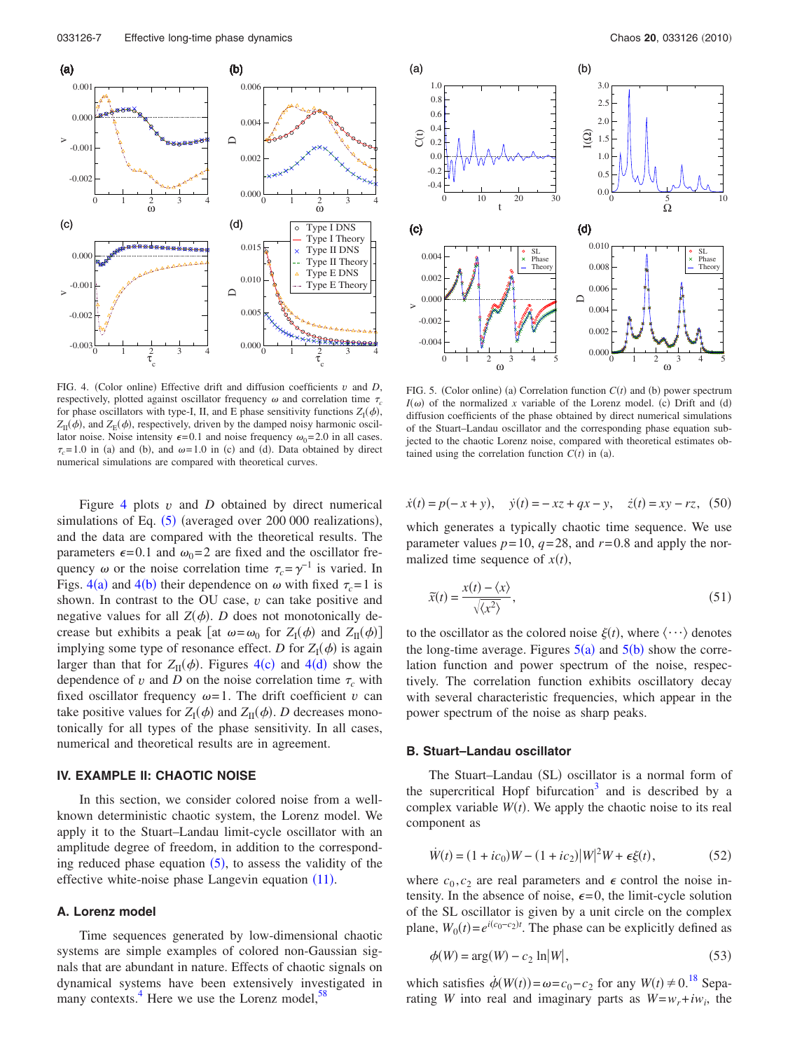FIG. 4. (Color online) Effective drift and diffusion coefficients $v$ and $D$, respectively, plotted against oscillator frequency $\omega$ and correlation time $\tau_c$ for phase oscillators with type-I, II, and E phase sensitivity functions $Z_{\mathrm{I}}(\phi)$, $Z_{\mathrm{II}}(\phi)$, and $Z_{\mathrm{E}}(\phi)$, respectively, driven by the damped noisy harmonic oscillator noise. Noise intensity $\epsilon=0.1$ and noise frequency $\omega_0=2.0$ in all cases. $\tau_c=1.0$ in (a) and (b), and $\omega=1.0$ in (c) and (d). Data obtained by direct numerical simulations are compared with theoretical curves.

Figure 4 plots $v$ and $D$ obtained by direct numerical simulations of Eq. (5) (averaged over 200 000 realizations), and the data are compared with the theoretical results. The parameters $\epsilon=0.1$ and $\omega_0=2$ are fixed and the oscillator frequency $\omega$ or the noise correlation time $\tau_c=\gamma^{-1}$ is varied. In Figs. 4(a) and 4(b) their dependence on $\omega$ with fixed $\tau_c=1$ is shown. In contrast to the OU case, $v$ can take positive and negative values for all $Z(\phi)$. $D$ does not monotonically decrease but exhibits a peak [at $\omega=\omega_0$ for $Z_{\mathrm{I}}(\phi)$ and $Z_{\mathrm{II}}(\phi)$] implying some type of resonance effect. $D$ for $Z_{\mathrm{I}}(\phi)$ is again larger than that for $Z_{\mathrm{II}}(\phi)$. Figures 4(c) and 4(d) show the dependence of $v$ and $D$ on the noise correlation time $\tau_c$ with fixed oscillator frequency $\omega=1$. The drift coefficient $v$ can take positive values for $Z_{\mathrm{I}}(\phi)$ and $Z_{\mathrm{II}}(\phi)$. $D$ decreases monotonically for all types of the phase sensitivity. In all cases, numerical and theoretical results are in agreement.

## IV. EXAMPLE II: CHAOTIC NOISE

In this section, we consider colored noise from a well-known deterministic chaotic system, the Lorenz model. We apply it to the Stuart–Landau limit-cycle oscillator with an amplitude degree of freedom, in addition to the corresponding reduced phase equation (5), to assess the validity of the effective white-noise phase Langevin equation (11).

### A. Lorenz model

Time sequences generated by low-dimensional chaotic systems are simple examples of colored non-Gaussian signals that are abundant in nature. Effects of chaotic signals on dynamical systems have been extensively investigated in many contexts.[4] Here we use the Lorenz model,[58]

FIG. 5. (Color online) (a) Correlation function $C(t)$ and (b) power spectrum $I(\omega)$ of the normalized $x$ variable of the Lorenz model. (c) Drift and (d) diffusion coefficients of the phase obtained by direct numerical simulations of the Stuart–Landau oscillator and the corresponding phase equation subjected to the chaotic Lorenz noise, compared with theoretical estimates obtained using the correlation function $C(t)$ in (a).

$$\dot{x}(t)=p(-x+y),\quad \dot{y}(t)=-xz+qx-y,\quad \dot{z}(t)=xy-rz,\quad (50)$$

which generates a typically chaotic time sequence. We use parameter values $p=10$, $q=28$, and $r=0.8$ and apply the normalized time sequence of $x(t)$,

$$\tilde{x}(t)=\frac{x(t)-\langle x\rangle}{\sqrt{\langle x^2\rangle}},\quad (51)$$

to the oscillator as the colored noise $\xi(t)$, where $\langle\cdots\rangle$ denotes the long-time average. Figures 5(a) and 5(b) show the correlation function and power spectrum of the noise, respectively. The correlation function exhibits oscillatory decay with several characteristic frequencies, which appear in the power spectrum of the noise as sharp peaks.

### B. Stuart–Landau oscillator

The Stuart–Landau (SL) oscillator is a normal form of the supercritical Hopf bifurcation[3] and is described by a complex variable $W(t)$. We apply the chaotic noise to its real component as

$$\dot{W}(t)=(1+ic_0)W-(1+ic_2)|W|^2W+\epsilon\xi(t),\quad (52)$$

where $c_0,c_2$ are real parameters and $\epsilon$ control the noise intensity. In the absence of noise, $\epsilon=0$, the limit-cycle solution of the SL oscillator is given by a unit circle on the complex plane, $W_0(t)=e^{i(c_0-c_2)t}$. The phase can be explicitly defined as

$$\phi(W)=\arg(W)-c_2\ln|W|,\quad (53)$$

which satisfies $\dot{\phi}(W(t))=\omega=c_0-c_2$ for any $W(t)\neq 0$.[18] Separating $W$ into real and imaginary parts as $W=w_r+iw_i$, the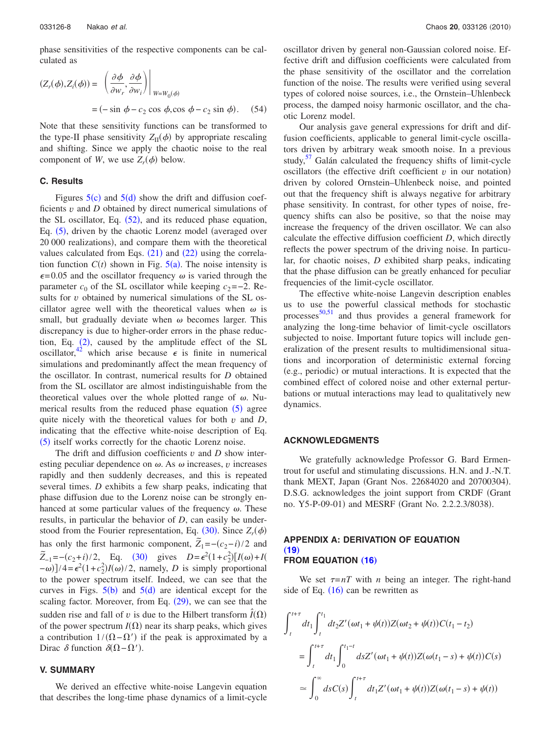phase sensitivities of the respective components can be calculated as

$$(Z_r(\phi), Z_i(\phi)) = \left. \left( \frac{\partial \phi}{\partial w_r}, \frac{\partial \phi}{\partial w_i} \right) \right|_{W=W_0(\phi)}$$

$$= (-\sin \phi - c_2 \cos \phi, \cos \phi - c_2 \sin \phi). \quad (54)$$

Note that these sensitivity functions can be transformed to the type-II phase sensitivity $Z_{\mathrm{II}}(\phi)$ by appropriate rescaling and shifting. Since we apply the chaotic noise to the real component of $W$, we use $Z_r(\phi)$ below.

### C. Results

Figures 5(c) and 5(d) show the drift and diffusion coefficients $v$ and $D$ obtained by direct numerical simulations of the SL oscillator, Eq. (52), and its reduced phase equation, Eq. (5), driven by the chaotic Lorenz model (averaged over 20 000 realizations), and compare them with the theoretical values calculated from Eqs. (21) and (22) using the correlation function $C(t)$ shown in Fig. 5(a). The noise intensity is $\epsilon=0.05$ and the oscillator frequency $\omega$ is varied through the parameter $c_0$ of the SL oscillator while keeping $c_2=-2$. Results for $v$ obtained by numerical simulations of the SL oscillator agree well with the theoretical values when $\omega$ is small, but gradually deviate when $\omega$ becomes larger. This discrepancy is due to higher-order errors in the phase reduction, Eq. (2), caused by the amplitude effect of the SL oscillator,[42] which arise because $\epsilon$ is finite in numerical simulations and predominantly affect the mean frequency of the oscillator. In contrast, numerical results for $D$ obtained from the SL oscillator are almost indistinguishable from the theoretical values over the whole plotted range of $\omega$. Numerical results from the reduced phase equation (5) agree quite nicely with the theoretical values for both $v$ and $D$, indicating that the effective white-noise description of Eq. (5) itself works correctly for the chaotic Lorenz noise.

The drift and diffusion coefficients $v$ and $D$ show interesting peculiar dependence on $\omega$. As $\omega$ increases, $v$ increases rapidly and then suddenly decreases, and this is repeated several times. $D$ exhibits a few sharp peaks, indicating that phase diffusion due to the Lorenz noise can be strongly enhanced at some particular values of the frequency $\omega$. These results, in particular the behavior of $D$, can easily be understood from the Fourier representation, Eq. (30). Since $Z_r(\phi)$ has only the first harmonic component, $\tilde{Z}_1=-(c_2-i)/2$ and $\tilde{Z}_{-1}=-(c_2+i)/2$, Eq. (30) gives $D=\epsilon^2(1+c_2^2)[I(\omega)+I(-\omega)]/4=\epsilon^2(1+c_2^2)I(\omega)/2$, namely, $D$ is simply proportional to the power spectrum itself. Indeed, we can see that the curves in Figs. 5(b) and 5(d) are identical except for the scaling factor. Moreover, from Eq. (29), we can see that the sudden rise and fall of $v$ is due to the Hilbert transform $\hat{I}(\Omega)$ of the power spectrum $I(\Omega)$ near its sharp peaks, which gives a contribution $1/(\Omega-\Omega')$ if the peak is approximated by a Dirac $\delta$ function $\delta(\Omega-\Omega')$.

## V. SUMMARY

We derived an effective white-noise Langevin equation that describes the long-time phase dynamics of a limit-cycle oscillator driven by general non-Gaussian colored noise. Effective drift and diffusion coefficients were calculated from the phase sensitivity of the oscillator and the correlation function of the noise. The results were verified using several types of colored noise sources, i.e., the Ornstein–Uhlenbeck process, the damped noisy harmonic oscillator, and the chaotic Lorenz model.

Our analysis gave general expressions for drift and diffusion coefficients, applicable to general limit-cycle oscillators driven by arbitrary weak smooth noise. In a previous study,[57] Galán calculated the frequency shifts of limit-cycle oscillators (the effective drift coefficient $v$ in our notation) driven by colored Ornstein–Uhlenbeck noise, and pointed out that the frequency shift is always negative for arbitrary phase sensitivity. In contrast, for other types of noise, frequency shifts can also be positive, so that the noise may increase the frequency of the driven oscillator. We can also calculate the effective diffusion coefficient $D$, which directly reflects the power spectrum of the driving noise. In particular, for chaotic noises, $D$ exhibited sharp peaks, indicating that the phase diffusion can be greatly enhanced for peculiar frequencies of the limit-cycle oscillator.

The effective white-noise Langevin description enables us to use the powerful classical methods for stochastic processes[50,51] and thus provides a general framework for analyzing the long-time behavior of limit-cycle oscillators subjected to noise. Important future topics will include generalization of the present results to multidimensional situations and incorporation of deterministic external forcing (e.g., periodic) or mutual interactions. It is expected that the combined effect of colored noise and other external perturbations or mutual interactions may lead to qualitatively new dynamics.

## ACKNOWLEDGMENTS

We gratefully acknowledge Professor G. Bard Ermentrout for useful and stimulating discussions. H.N. and J.-N.T. thank MEXT, Japan (Grant Nos. 22684020 and 20700304). D.S.G. acknowledges the joint support from CRDF (Grant no. Y5-P-09-01) and MESRF (Grant No. 2.2.2.3/8038).

## APPENDIX A: DERIVATION OF EQUATION (19) FROM EQUATION (16)

We set $\tau=nT$ with $n$ being an integer. The right-hand side of Eq. (16) can be rewritten as

$$\int_t^{t+\tau} dt_1 \int_t^{t_1} dt_2 Z'(\omega t_1 + \psi(t)) Z(\omega t_2 + \psi(t)) C(t_1 - t_2)$$

$$= \int_t^{t+\tau} dt_1 \int_0^{t_1 - t} ds Z'(\omega t_1 + \psi(t)) Z(\omega(t_1 - s) + \psi(t)) C(s)$$

$$\simeq \int_0^{\infty} ds C(s) \int_t^{t+\tau} dt_1 Z'(\omega t_1 + \psi(t)) Z(\omega(t_1 - s) + \psi(t))$$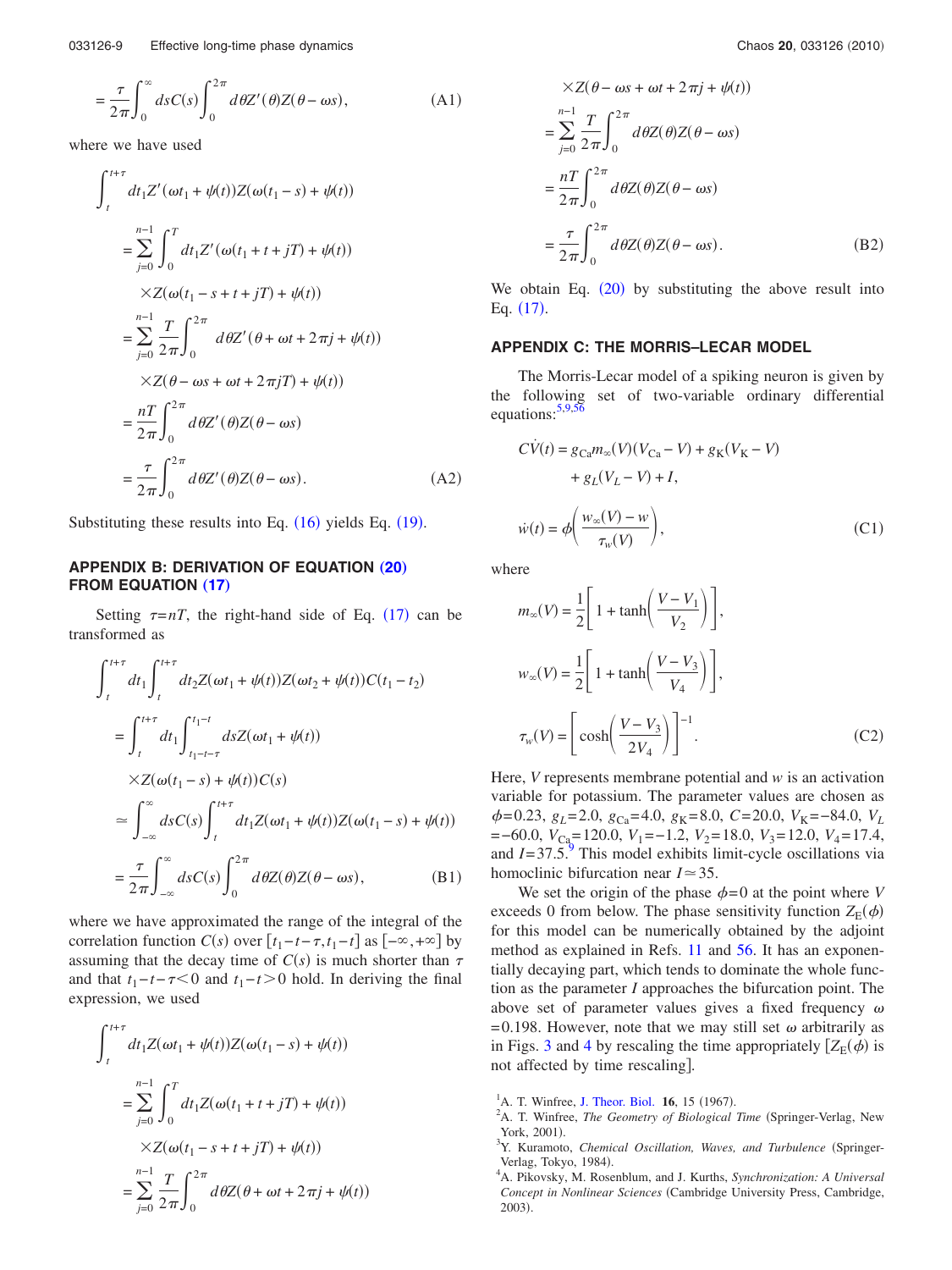$$= \frac{\tau}{2\pi} \int_0^\infty ds C(s) \int_0^{2\pi} d\theta Z'(\theta) Z(\theta - \omega s), \tag{A1}$$

where we have used

$$\begin{aligned}
&\int_t^{t+\tau} dt_1 Z'(\omega t_1 + \psi(t)) Z(\omega(t_1 - s) + \psi(t)) \\
&= \sum_{j=0}^{n-1} \int_0^T dt_1 Z'(\omega(t_1 + t + jT) + \psi(t)) \\
&\quad \times Z(\omega(t_1 - s + t + jT) + \psi(t)) \\
&= \sum_{j=0}^{n-1} \frac{T}{2\pi} \int_0^{2\pi} d\theta Z'(\theta + \omega t + 2\pi j + \psi(t)) \\
&\quad \times Z(\theta - \omega s + \omega t + 2\pi jT) + \psi(t)) \\
&= \frac{nT}{2\pi} \int_0^{2\pi} d\theta Z'(\theta) Z(\theta - \omega s) \\
&= \frac{\tau}{2\pi} \int_0^{2\pi} d\theta Z'(\theta) Z(\theta - \omega s).
\end{aligned} \tag{A2}$$

Substituting these results into Eq. (16) yields Eq. (19).

## APPENDIX B: DERIVATION OF EQUATION (20) FROM EQUATION (17)

Setting $\tau = nT$, the right-hand side of Eq. (17) can be transformed as

$$\begin{aligned}
&\int_t^{t+\tau} dt_1 \int_t^{t+\tau} dt_2 Z(\omega t_1 + \psi(t)) Z(\omega t_2 + \psi(t)) C(t_1 - t_2) \\
&= \int_t^{t+\tau} dt_1 \int_{t_1 - t - \tau}^{t_1 - t} ds Z(\omega t_1 + \psi(t)) \\
&\quad \times Z(\omega(t_1 - s) + \psi(t)) C(s) \\
&\simeq \int_{-\infty}^{\infty} ds C(s) \int_t^{t+\tau} dt_1 Z(\omega t_1 + \psi(t)) Z(\omega(t_1 - s) + \psi(t)) \\
&= \frac{\tau}{2\pi} \int_{-\infty}^{\infty} ds C(s) \int_0^{2\pi} d\theta Z(\theta) Z(\theta - \omega s),
\end{aligned} \tag{B1}$$

where we have approximated the range of the integral of the correlation function $C(s)$ over $[t_1 - t - \tau, t_1 - t]$ as $[-\infty, +\infty]$ by assuming that the decay time of $C(s)$ is much shorter than $\tau$ and that $t_1 - t - \tau < 0$ and $t_1 - t > 0$ hold. In deriving the final expression, we used

$$\begin{aligned}
&\int_t^{t+\tau} dt_1 Z(\omega t_1 + \psi(t)) Z(\omega(t_1 - s) + \psi(t)) \\
&= \sum_{j=0}^{n-1} \int_0^T dt_1 Z(\omega(t_1 + t + jT) + \psi(t)) \\
&\quad \times Z(\omega(t_1 - s + t + jT) + \psi(t)) \\
&= \sum_{j=0}^{n-1} \frac{T}{2\pi} \int_0^{2\pi} d\theta Z(\theta + \omega t + 2\pi j + \psi(t)) \\
&\quad \times Z(\theta - \omega s + \omega t + 2\pi j + \psi(t)) \\
&= \sum_{j=0}^{n-1} \frac{T}{2\pi} \int_0^{2\pi} d\theta Z(\theta) Z(\theta - \omega s) \\
&= \frac{nT}{2\pi} \int_0^{2\pi} d\theta Z(\theta) Z(\theta - \omega s) \\
&= \frac{\tau}{2\pi} \int_0^{2\pi} d\theta Z(\theta) Z(\theta - \omega s).
\end{aligned} \tag{B2}$$

We obtain Eq. (20) by substituting the above result into Eq. (17).

## APPENDIX C: THE MORRIS–LECAR MODEL

The Morris-Lecar model of a spiking neuron is given by the following set of two-variable ordinary differential equations:[5,9,56]

$$\begin{aligned}
C\dot{V}(t) &= g_{\mathrm{Ca}} m_\infty(V)(V_{\mathrm{Ca}} - V) + g_{\mathrm{K}}(V_{\mathrm{K}} - V) \\
&\quad + g_L(V_L - V) + I, \\
\dot{w}(t) &= \phi\left(\frac{w_\infty(V) - w}{\tau_w(V)}\right),
\end{aligned} \tag{C1}$$

where

$$\begin{aligned}
m_\infty(V) &= \frac{1}{2}\left[1 + \tanh\left(\frac{V - V_1}{V_2}\right)\right], \\
w_\infty(V) &= \frac{1}{2}\left[1 + \tanh\left(\frac{V - V_3}{V_4}\right)\right], \\
\tau_w(V) &= \left[\cosh\left(\frac{V - V_3}{2V_4}\right)\right]^{-1}.
\end{aligned} \tag{C2}$$

Here, $V$ represents membrane potential and $w$ is an activation variable for potassium. The parameter values are chosen as $\phi = 0.23$, $g_L = 2.0$, $g_{\mathrm{Ca}} = 4.0$, $g_{\mathrm{K}} = 8.0$, $C = 20.0$, $V_{\mathrm{K}} = -84.0$, $V_L = -60.0$, $V_{\mathrm{Ca}} = 120.0$, $V_1 = -1.2$, $V_2 = 18.0$, $V_3 = 12.0$, $V_4 = 17.4$, and $I = 37.5$.[9] This model exhibits limit-cycle oscillations via homoclinic bifurcation near $I \simeq 35$.

We set the origin of the phase $\phi = 0$ at the point where $V$ exceeds 0 from below. The phase sensitivity function $Z_E(\phi)$ for this model can be numerically obtained by the adjoint method as explained in Refs. 11 and 56. It has an exponentially decaying part, which tends to dominate the whole function as the parameter $I$ approaches the bifurcation point. The above set of parameter values gives a fixed frequency $\omega = 0.198$. However, note that we may still set $\omega$ arbitrarily as in Figs. 3 and 4 by rescaling the time appropriately [$Z_E(\phi)$ is not affected by time rescaling].

[1] A. T. Winfree, J. Theor. Biol. **16**, 15 (1967).
[2] A. T. Winfree, *The Geometry of Biological Time* (Springer-Verlag, New York, 2001).
[3] Y. Kuramoto, *Chemical Oscillation, Waves, and Turbulence* (Springer-Verlag, Tokyo, 1984).
[4] A. Pikovsky, M. Rosenblum, and J. Kurths, *Synchronization: A Universal Concept in Nonlinear Sciences* (Cambridge University Press, Cambridge, 2003).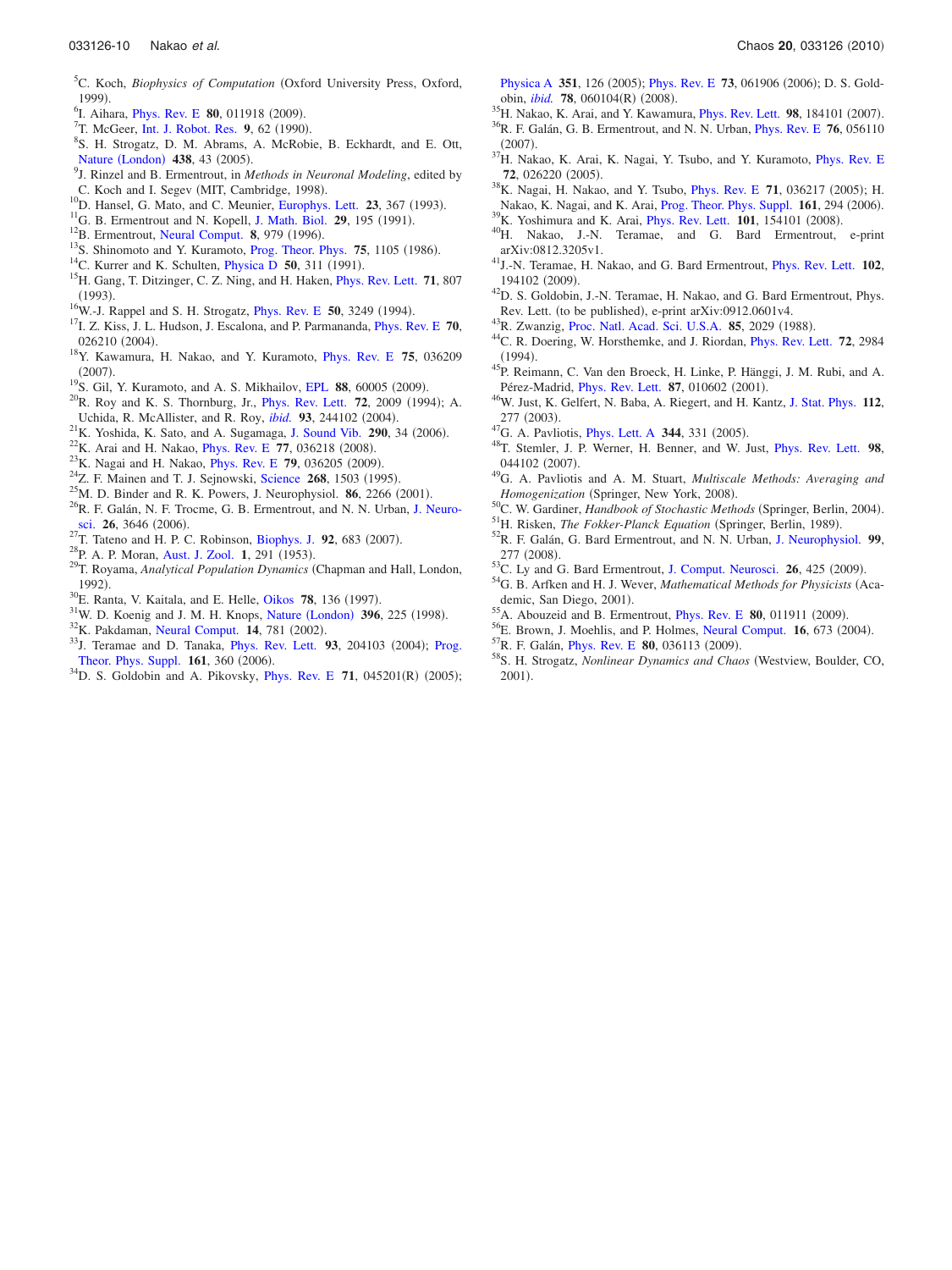[5] C. Koch, *Biophysics of Computation* (Oxford University Press, Oxford, 1999).

[6] I. Aihara, Phys. Rev. E **80**, 011918 (2009).

[7] T. McGeer, Int. J. Robot. Res. **9**, 62 (1990).

[8] S. H. Strogatz, D. M. Abrams, A. McRobie, B. Eckhardt, and E. Ott, Nature (London) **438**, 43 (2005).

[9] J. Rinzel and B. Ermentrout, in *Methods in Neuronal Modeling*, edited by C. Koch and I. Segev (MIT, Cambridge, 1998).

[10] D. Hansel, G. Mato, and C. Meunier, Europhys. Lett. **23**, 367 (1993).

[11] G. B. Ermentrout and N. Kopell, J. Math. Biol. **29**, 195 (1991).

[12] B. Ermentrout, Neural Comput. **8**, 979 (1996).

[13] S. Shinomoto and Y. Kuramoto, Prog. Theor. Phys. **75**, 1105 (1986).

[14] C. Kurrer and K. Schulten, Physica D **50**, 311 (1991).

[15] H. Gang, T. Ditzinger, C. Z. Ning, and H. Haken, Phys. Rev. Lett. **71**, 807 (1993).

[16] W.-J. Rappel and S. H. Strogatz, Phys. Rev. E **50**, 3249 (1994).

[17] I. Z. Kiss, J. L. Hudson, J. Escalona, and P. Parmananda, Phys. Rev. E **70**, 026210 (2004).

[18] Y. Kawamura, H. Nakao, and Y. Kuramoto, Phys. Rev. E **75**, 036209 (2007).

[19] S. Gil, Y. Kuramoto, and A. S. Mikhailov, EPL **88**, 60005 (2009).

[20] R. Roy and K. S. Thornburg, Jr., Phys. Rev. Lett. **72**, 2009 (1994); A. Uchida, R. McAllister, and R. Roy, *ibid.* **93**, 244102 (2004).

[21] K. Yoshida, K. Sato, and A. Sugamaga, J. Sound Vib. **290**, 34 (2006).

[22] K. Arai and H. Nakao, Phys. Rev. E **77**, 036218 (2008).

[23] K. Nagai and H. Nakao, Phys. Rev. E **79**, 036205 (2009).

[24] Z. F. Mainen and T. J. Sejnowski, Science **268**, 1503 (1995).

[25] M. D. Binder and R. K. Powers, J. Neurophysiol. **86**, 2266 (2001).

[26] R. F. Galán, N. F. Trocme, G. B. Ermentrout, and N. N. Urban, J. Neurosci. **26**, 3646 (2006).

[27] T. Tateno and H. P. C. Robinson, Biophys. J. **92**, 683 (2007).

[28] P. A. P. Moran, Aust. J. Zool. **1**, 291 (1953).

[29] T. Royama, *Analytical Population Dynamics* (Chapman and Hall, London, 1992).

[30] E. Ranta, V. Kaitala, and E. Helle, Oikos **78**, 136 (1997).

[31] W. D. Koenig and J. M. H. Knops, Nature (London) **396**, 225 (1998).

[32] K. Pakdaman, Neural Comput. **14**, 781 (2002).

[33] J. Teramae and D. Tanaka, Phys. Rev. Lett. **93**, 204103 (2004); Prog. Theor. Phys. Suppl. **161**, 360 (2006).

[34] D. S. Goldobin and A. Pikovsky, Phys. Rev. E **71**, 045201(R) (2005); Physica A **351**, 126 (2005); Phys. Rev. E **73**, 061906 (2006); D. S. Goldobin, *ibid.* **78**, 060104(R) (2008).

[35] H. Nakao, K. Arai, and Y. Kawamura, Phys. Rev. Lett. **98**, 184101 (2007).

[36] R. F. Galán, G. B. Ermentrout, and N. N. Urban, Phys. Rev. E **76**, 056110 (2007).

[37] H. Nakao, K. Arai, K. Nagai, Y. Tsubo, and Y. Kuramoto, Phys. Rev. E **72**, 026220 (2005).

[38] K. Nagai, H. Nakao, and Y. Tsubo, Phys. Rev. E **71**, 036217 (2005); H. Nakao, K. Nagai, and K. Arai, Prog. Theor. Phys. Suppl. **161**, 294 (2006).

[39] K. Yoshimura and K. Arai, Phys. Rev. Lett. **101**, 154101 (2008).

[40] H. Nakao, J.-N. Teramae, and G. Bard Ermentrout, e-print arXiv:0812.3205v1.

[41] J.-N. Teramae, H. Nakao, and G. Bard Ermentrout, Phys. Rev. Lett. **102**, 194102 (2009).

[42] D. S. Goldobin, J.-N. Teramae, H. Nakao, and G. Bard Ermentrout, Phys. Rev. Lett. (to be published), e-print arXiv:0912.0601v4.

[43] R. Zwanzig, Proc. Natl. Acad. Sci. U.S.A. **85**, 2029 (1988).

[44] C. R. Doering, W. Horsthemke, and J. Riordan, Phys. Rev. Lett. **72**, 2984 (1994).

[45] P. Reimann, C. Van den Broeck, H. Linke, P. Hänggi, J. M. Rubi, and A. Pérez-Madrid, Phys. Rev. Lett. **87**, 010602 (2001).

[46] W. Just, K. Gelfert, N. Baba, A. Riegert, and H. Kantz, J. Stat. Phys. **112**, 277 (2003).

[47] G. A. Pavliotis, Phys. Lett. A **344**, 331 (2005).

[48] T. Stemler, J. P. Werner, H. Benner, and W. Just, Phys. Rev. Lett. **98**, 044102 (2007).

[49] G. A. Pavliotis and A. M. Stuart, *Multiscale Methods: Averaging and Homogenization* (Springer, New York, 2008).

[50] C. W. Gardiner, *Handbook of Stochastic Methods* (Springer, Berlin, 2004).

[51] H. Risken, *The Fokker-Planck Equation* (Springer, Berlin, 1989).

[52] R. F. Galán, G. Bard Ermentrout, and N. N. Urban, J. Neurophysiol. **99**, 277 (2008).

[53] C. Ly and G. Bard Ermentrout, J. Comput. Neurosci. **26**, 425 (2009).

[54] G. B. Arfken and H. J. Wever, *Mathematical Methods for Physicists* (Academic, San Diego, 2001).

[55] A. Abouzeid and B. Ermentrout, Phys. Rev. E **80**, 011911 (2009).

[56] E. Brown, J. Moehlis, and P. Holmes, Neural Comput. **16**, 673 (2004).

[57] R. F. Galán, Phys. Rev. E **80**, 036113 (2009).

[58] S. H. Strogatz, *Nonlinear Dynamics and Chaos* (Westview, Boulder, CO, 2001).